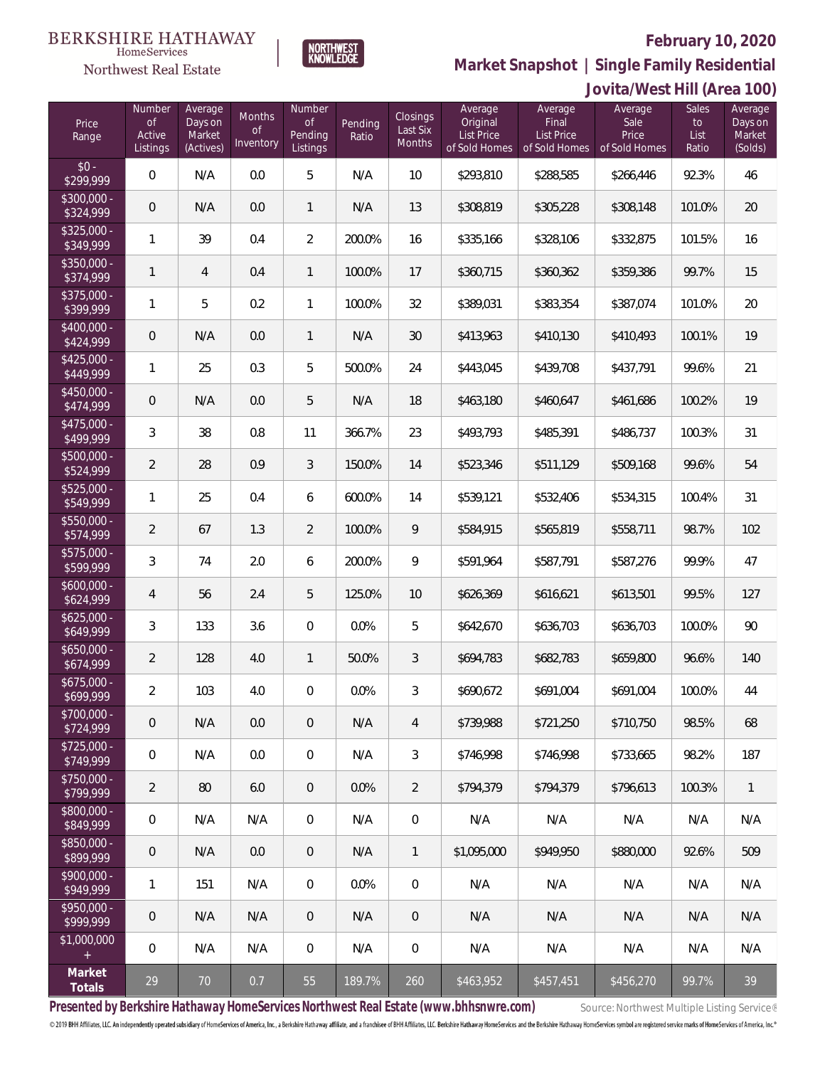BERKSHIRE HATHAWAY HomeServices

Northwest Real Estate

NORTHWEST KNOWLEDGE

**February 10, 2020**

**Market Snapshot | Single Family Residential**

**Jovita/West Hill (Area 100)**

| Price Range | Number of Active Listings | Average Days on Market (Actives) | Months of Inventory | Number of Pending Listings | Pending Ratio | Closings Last Six Months | Average Original List Price of Sold Homes | Average Final List Price of Sold Homes | Average Sale Price of Sold Homes | Sales to List Ratio | Average Days on Market (Solds) |
|---|---|---|---|---|---|---|---|---|---|---|---|
| $0 - $299,999 | 0 | N/A | 0.0 | 5 | N/A | 10 | $293,810 | $288,585 | $266,446 | 92.3% | 46 |
| $300,000 - $324,999 | 0 | N/A | 0.0 | 1 | N/A | 13 | $308,819 | $305,228 | $308,148 | 101.0% | 20 |
| $325,000 - $349,999 | 1 | 39 | 0.4 | 2 | 200.0% | 16 | $335,166 | $328,106 | $332,875 | 101.5% | 16 |
| $350,000 - $374,999 | 1 | 4 | 0.4 | 1 | 100.0% | 17 | $360,715 | $360,362 | $359,386 | 99.7% | 15 |
| $375,000 - $399,999 | 1 | 5 | 0.2 | 1 | 100.0% | 32 | $389,031 | $383,354 | $387,074 | 101.0% | 20 |
| $400,000 - $424,999 | 0 | N/A | 0.0 | 1 | N/A | 30 | $413,963 | $410,130 | $410,493 | 100.1% | 19 |
| $425,000 - $449,999 | 1 | 25 | 0.3 | 5 | 500.0% | 24 | $443,045 | $439,708 | $437,791 | 99.6% | 21 |
| $450,000 - $474,999 | 0 | N/A | 0.0 | 5 | N/A | 18 | $463,180 | $460,647 | $461,686 | 100.2% | 19 |
| $475,000 - $499,999 | 3 | 38 | 0.8 | 11 | 366.7% | 23 | $493,793 | $485,391 | $486,737 | 100.3% | 31 |
| $500,000 - $524,999 | 2 | 28 | 0.9 | 3 | 150.0% | 14 | $523,346 | $511,129 | $509,168 | 99.6% | 54 |
| $525,000 - $549,999 | 1 | 25 | 0.4 | 6 | 600.0% | 14 | $539,121 | $532,406 | $534,315 | 100.4% | 31 |
| $550,000 - $574,999 | 2 | 67 | 1.3 | 2 | 100.0% | 9 | $584,915 | $565,819 | $558,711 | 98.7% | 102 |
| $575,000 - $599,999 | 3 | 74 | 2.0 | 6 | 200.0% | 9 | $591,964 | $587,791 | $587,276 | 99.9% | 47 |
| $600,000 - $624,999 | 4 | 56 | 2.4 | 5 | 125.0% | 10 | $626,369 | $616,621 | $613,501 | 99.5% | 127 |
| $625,000 - $649,999 | 3 | 133 | 3.6 | 0 | 0.0% | 5 | $642,670 | $636,703 | $636,703 | 100.0% | 90 |
| $650,000 - $674,999 | 2 | 128 | 4.0 | 1 | 50.0% | 3 | $694,783 | $682,783 | $659,800 | 96.6% | 140 |
| $675,000 - $699,999 | 2 | 103 | 4.0 | 0 | 0.0% | 3 | $690,672 | $691,004 | $691,004 | 100.0% | 44 |
| $700,000 - $724,999 | 0 | N/A | 0.0 | 0 | N/A | 4 | $739,988 | $721,250 | $710,750 | 98.5% | 68 |
| $725,000 - $749,999 | 0 | N/A | 0.0 | 0 | N/A | 3 | $746,998 | $746,998 | $733,665 | 98.2% | 187 |
| $750,000 - $799,999 | 2 | 80 | 6.0 | 0 | 0.0% | 2 | $794,379 | $794,379 | $796,613 | 100.3% | 1 |
| $800,000 - $849,999 | 0 | N/A | N/A | 0 | N/A | 0 | N/A | N/A | N/A | N/A | N/A |
| $850,000 - $899,999 | 0 | N/A | 0.0 | 0 | N/A | 1 | $1,095,000 | $949,950 | $880,000 | 92.6% | 509 |
| $900,000 - $949,999 | 1 | 151 | N/A | 0 | 0.0% | 0 | N/A | N/A | N/A | N/A | N/A |
| $950,000 - $999,999 | 0 | N/A | N/A | 0 | N/A | 0 | N/A | N/A | N/A | N/A | N/A |
| $1,000,000 + | 0 | N/A | N/A | 0 | N/A | 0 | N/A | N/A | N/A | N/A | N/A |
| **Market Totals** | 29 | 70 | 0.7 | 55 | 189.7% | 260 | $463,952 | $457,451 | $456,270 | 99.7% | 39 |

**Presented by Berkshire Hathaway HomeServices Northwest Real Estate (www.bhhsnwre.com)**

Source: Northwest Multiple Listing Service®

© 2019 BHH Affiliates, LLC. An independently operated subsidiary of HomeServices of America, Inc., a Berkshire Hathaway affiliate, and a franchisee of BHH Affiliates, LLC. Berkshire Hathaway HomeServices and the Berkshire Hathaway HomeServices symbol are registered service marks of HomeServices of America, Inc.®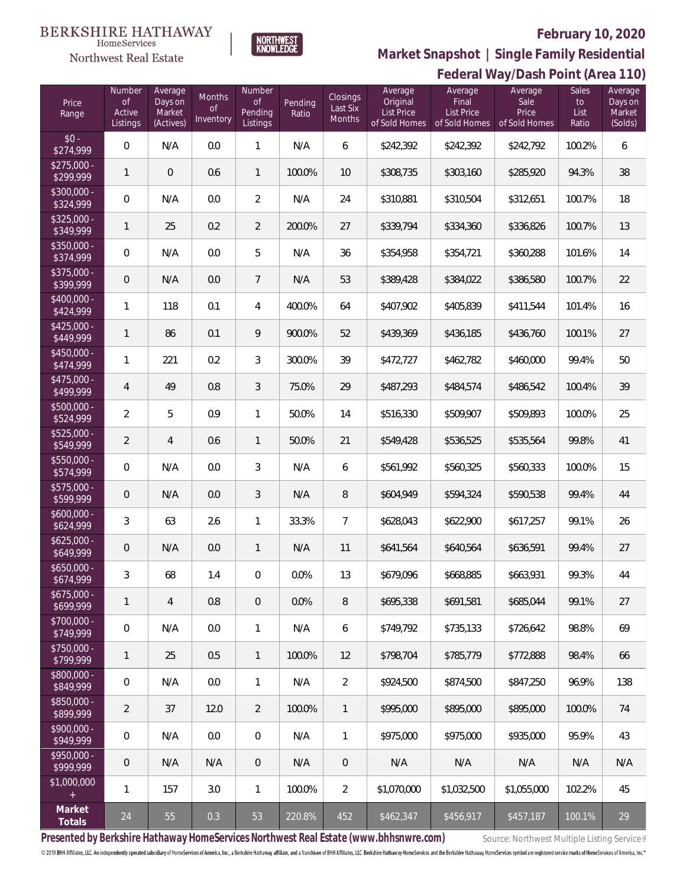BERKSHIRE HATHAWAY HomeServices Northwest Real Estate

NORTHWEST KNOWLEDGE

## February 10, 2020

## Market Snapshot | Single Family Residential

## Federal Way/Dash Point (Area 110)

| Price Range | Number of Active Listings | Average Days on Market (Actives) | Months of Inventory | Number of Pending Listings | Pending Ratio | Closings Last Six Months | Average Original List Price of Sold Homes | Average Final List Price of Sold Homes | Average Sale Price of Sold Homes | Sales to List Ratio | Average Days on Market (Solds) |
|---|---|---|---|---|---|---|---|---|---|---|---|
| $0 - $274,999 | 0 | N/A | 0.0 | 1 | N/A | 6 | $242,392 | $242,392 | $242,792 | 100.2% | 6 |
| $275,000 - $299,999 | 1 | 0 | 0.6 | 1 | 100.0% | 10 | $308,735 | $303,160 | $285,920 | 94.3% | 38 |
| $300,000 - $324,999 | 0 | N/A | 0.0 | 2 | N/A | 24 | $310,881 | $310,504 | $312,651 | 100.7% | 18 |
| $325,000 - $349,999 | 1 | 25 | 0.2 | 2 | 200.0% | 27 | $339,794 | $334,360 | $336,826 | 100.7% | 13 |
| $350,000 - $374,999 | 0 | N/A | 0.0 | 5 | N/A | 36 | $354,958 | $354,721 | $360,288 | 101.6% | 14 |
| $375,000 - $399,999 | 0 | N/A | 0.0 | 7 | N/A | 53 | $389,428 | $384,022 | $386,580 | 100.7% | 22 |
| $400,000 - $424,999 | 1 | 118 | 0.1 | 4 | 400.0% | 64 | $407,902 | $405,839 | $411,544 | 101.4% | 16 |
| $425,000 - $449,999 | 1 | 86 | 0.1 | 9 | 900.0% | 52 | $439,369 | $436,185 | $436,760 | 100.1% | 27 |
| $450,000 - $474,999 | 1 | 221 | 0.2 | 3 | 300.0% | 39 | $472,727 | $462,782 | $460,000 | 99.4% | 50 |
| $475,000 - $499,999 | 4 | 49 | 0.8 | 3 | 75.0% | 29 | $487,293 | $484,574 | $486,542 | 100.4% | 39 |
| $500,000 - $524,999 | 2 | 5 | 0.9 | 1 | 50.0% | 14 | $516,330 | $509,907 | $509,893 | 100.0% | 25 |
| $525,000 - $549,999 | 2 | 4 | 0.6 | 1 | 50.0% | 21 | $549,428 | $536,525 | $535,564 | 99.8% | 41 |
| $550,000 - $574,999 | 0 | N/A | 0.0 | 3 | N/A | 6 | $561,992 | $560,325 | $560,333 | 100.0% | 15 |
| $575,000 - $599,999 | 0 | N/A | 0.0 | 3 | N/A | 8 | $604,949 | $594,324 | $590,538 | 99.4% | 44 |
| $600,000 - $624,999 | 3 | 63 | 2.6 | 1 | 33.3% | 7 | $628,043 | $622,900 | $617,257 | 99.1% | 26 |
| $625,000 - $649,999 | 0 | N/A | 0.0 | 1 | N/A | 11 | $641,564 | $640,564 | $636,591 | 99.4% | 27 |
| $650,000 - $674,999 | 3 | 68 | 1.4 | 0 | 0.0% | 13 | $679,096 | $668,885 | $663,931 | 99.3% | 44 |
| $675,000 - $699,999 | 1 | 4 | 0.8 | 0 | 0.0% | 8 | $695,338 | $691,581 | $685,044 | 99.1% | 27 |
| $700,000 - $749,999 | 0 | N/A | 0.0 | 1 | N/A | 6 | $749,792 | $735,133 | $726,642 | 98.8% | 69 |
| $750,000 - $799,999 | 1 | 25 | 0.5 | 1 | 100.0% | 12 | $798,704 | $785,779 | $772,888 | 98.4% | 66 |
| $800,000 - $849,999 | 0 | N/A | 0.0 | 1 | N/A | 2 | $924,500 | $874,500 | $847,250 | 96.9% | 138 |
| $850,000 - $899,999 | 2 | 37 | 12.0 | 2 | 100.0% | 1 | $995,000 | $895,000 | $895,000 | 100.0% | 74 |
| $900,000 - $949,999 | 0 | N/A | 0.0 | 0 | N/A | 1 | $975,000 | $975,000 | $935,000 | 95.9% | 43 |
| $950,000 - $999,999 | 0 | N/A | N/A | 0 | N/A | 0 | N/A | N/A | N/A | N/A | N/A |
| $1,000,000 + | 1 | 157 | 3.0 | 1 | 100.0% | 2 | $1,070,000 | $1,032,500 | $1,055,000 | 102.2% | 45 |
| **Market Totals** | 24 | 55 | 0.3 | 53 | 220.8% | 452 | $462,347 | $456,917 | $457,187 | 100.1% | 29 |

**Presented by Berkshire Hathaway HomeServices Northwest Real Estate (www.bhhsnwre.com)**

Source: Northwest Multiple Listing Service®

© 2019 BHH Affiliates, LLC. An independently operated subsidiary of HomeServices of America, Inc., a Berkshire Hathaway affiliate, and a franchisee of BHH Affiliates, LLC. Berkshire Hathaway HomeServices and the Berkshire Hathaway HomeServices symbol are registered service marks of HomeServices of America, Inc.®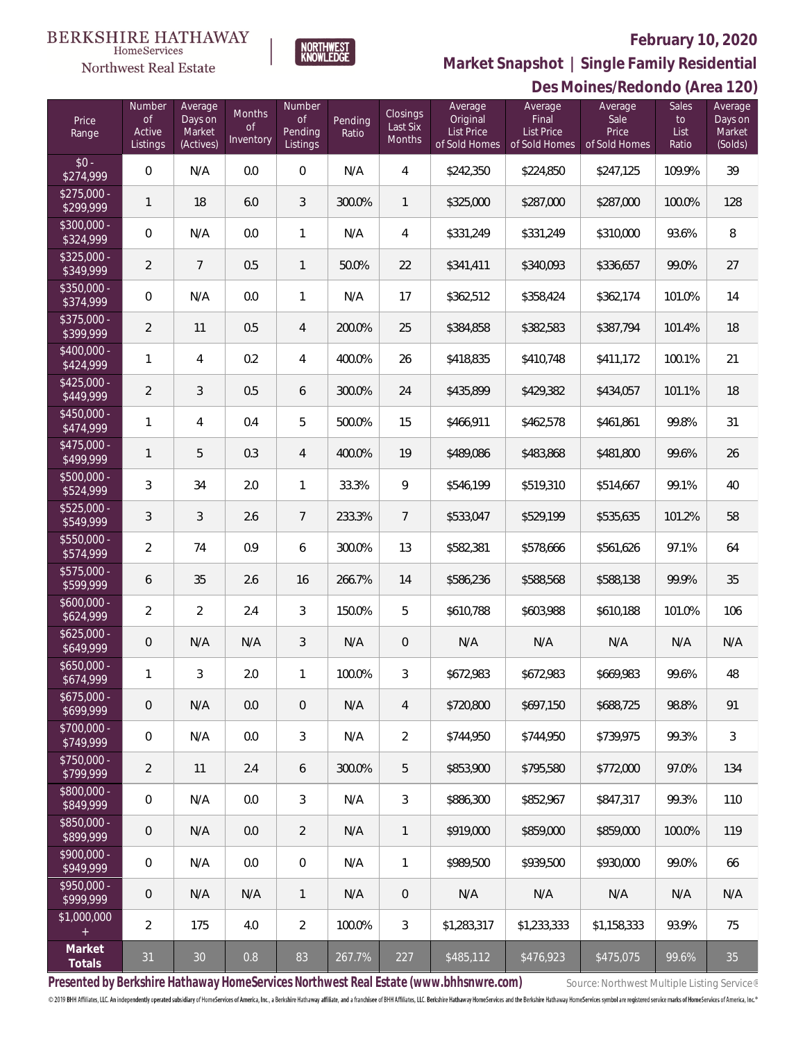BERKSHIRE HATHAWAY HomeServices Northwest Real Estate

NORTHWEST KNOWLEDGE

# February 10, 2020

## Market Snapshot | Single Family Residential

## Des Moines/Redondo (Area 120)

| Price Range | Number of Active Listings | Average Days on Market (Actives) | Months of Inventory | Number of Pending Listings | Pending Ratio | Closings Last Six Months | Average Original List Price of Sold Homes | Average Final List Price of Sold Homes | Average Sale Price of Sold Homes | Sales to List Ratio | Average Days on Market (Solds) |
|---|---|---|---|---|---|---|---|---|---|---|---|
| $0 - $274,999 | 0 | N/A | 0.0 | 0 | N/A | 4 | $242,350 | $224,850 | $247,125 | 109.9% | 39 |
| $275,000 - $299,999 | 1 | 18 | 6.0 | 3 | 300.0% | 1 | $325,000 | $287,000 | $287,000 | 100.0% | 128 |
| $300,000 - $324,999 | 0 | N/A | 0.0 | 1 | N/A | 4 | $331,249 | $331,249 | $310,000 | 93.6% | 8 |
| $325,000 - $349,999 | 2 | 7 | 0.5 | 1 | 50.0% | 22 | $341,411 | $340,093 | $336,657 | 99.0% | 27 |
| $350,000 - $374,999 | 0 | N/A | 0.0 | 1 | N/A | 17 | $362,512 | $358,424 | $362,174 | 101.0% | 14 |
| $375,000 - $399,999 | 2 | 11 | 0.5 | 4 | 200.0% | 25 | $384,858 | $382,583 | $387,794 | 101.4% | 18 |
| $400,000 - $424,999 | 1 | 4 | 0.2 | 4 | 400.0% | 26 | $418,835 | $410,748 | $411,172 | 100.1% | 21 |
| $425,000 - $449,999 | 2 | 3 | 0.5 | 6 | 300.0% | 24 | $435,899 | $429,382 | $434,057 | 101.1% | 18 |
| $450,000 - $474,999 | 1 | 4 | 0.4 | 5 | 500.0% | 15 | $466,911 | $462,578 | $461,861 | 99.8% | 31 |
| $475,000 - $499,999 | 1 | 5 | 0.3 | 4 | 400.0% | 19 | $489,086 | $483,868 | $481,800 | 99.6% | 26 |
| $500,000 - $524,999 | 3 | 34 | 2.0 | 1 | 33.3% | 9 | $546,199 | $519,310 | $514,667 | 99.1% | 40 |
| $525,000 - $549,999 | 3 | 3 | 2.6 | 7 | 233.3% | 7 | $533,047 | $529,199 | $535,635 | 101.2% | 58 |
| $550,000 - $574,999 | 2 | 74 | 0.9 | 6 | 300.0% | 13 | $582,381 | $578,666 | $561,626 | 97.1% | 64 |
| $575,000 - $599,999 | 6 | 35 | 2.6 | 16 | 266.7% | 14 | $586,236 | $588,568 | $588,138 | 99.9% | 35 |
| $600,000 - $624,999 | 2 | 2 | 2.4 | 3 | 150.0% | 5 | $610,788 | $603,988 | $610,188 | 101.0% | 106 |
| $625,000 - $649,999 | 0 | N/A | N/A | 3 | N/A | 0 | N/A | N/A | N/A | N/A | N/A |
| $650,000 - $674,999 | 1 | 3 | 2.0 | 1 | 100.0% | 3 | $672,983 | $672,983 | $669,983 | 99.6% | 48 |
| $675,000 - $699,999 | 0 | N/A | 0.0 | 0 | N/A | 4 | $720,800 | $697,150 | $688,725 | 98.8% | 91 |
| $700,000 - $749,999 | 0 | N/A | 0.0 | 3 | N/A | 2 | $744,950 | $744,950 | $739,975 | 99.3% | 3 |
| $750,000 - $799,999 | 2 | 11 | 2.4 | 6 | 300.0% | 5 | $853,900 | $795,580 | $772,000 | 97.0% | 134 |
| $800,000 - $849,999 | 0 | N/A | 0.0 | 3 | N/A | 3 | $886,300 | $852,967 | $847,317 | 99.3% | 110 |
| $850,000 - $899,999 | 0 | N/A | 0.0 | 2 | N/A | 1 | $919,000 | $859,000 | $859,000 | 100.0% | 119 |
| $900,000 - $949,999 | 0 | N/A | 0.0 | 0 | N/A | 1 | $989,500 | $939,500 | $930,000 | 99.0% | 66 |
| $950,000 - $999,999 | 0 | N/A | N/A | 1 | N/A | 0 | N/A | N/A | N/A | N/A | N/A |
| $1,000,000 + | 2 | 175 | 4.0 | 2 | 100.0% | 3 | $1,283,317 | $1,233,333 | $1,158,333 | 93.9% | 75 |
| **Market Totals** | 31 | 30 | 0.8 | 83 | 267.7% | 227 | $485,112 | $476,923 | $475,075 | 99.6% | 35 |

**Presented by Berkshire Hathaway HomeServices Northwest Real Estate (www.bhhsnwre.com)**

Source: Northwest Multiple Listing Service®

© 2019 BHH Affiliates, LLC. An independently operated subsidiary of HomeServices of America, Inc., a Berkshire Hathaway affiliate, and a franchisee of BHH Affiliates, LLC. Berkshire Hathaway HomeServices and the Berkshire Hathaway HomeServices symbol are registered service marks of HomeServices of America, Inc.®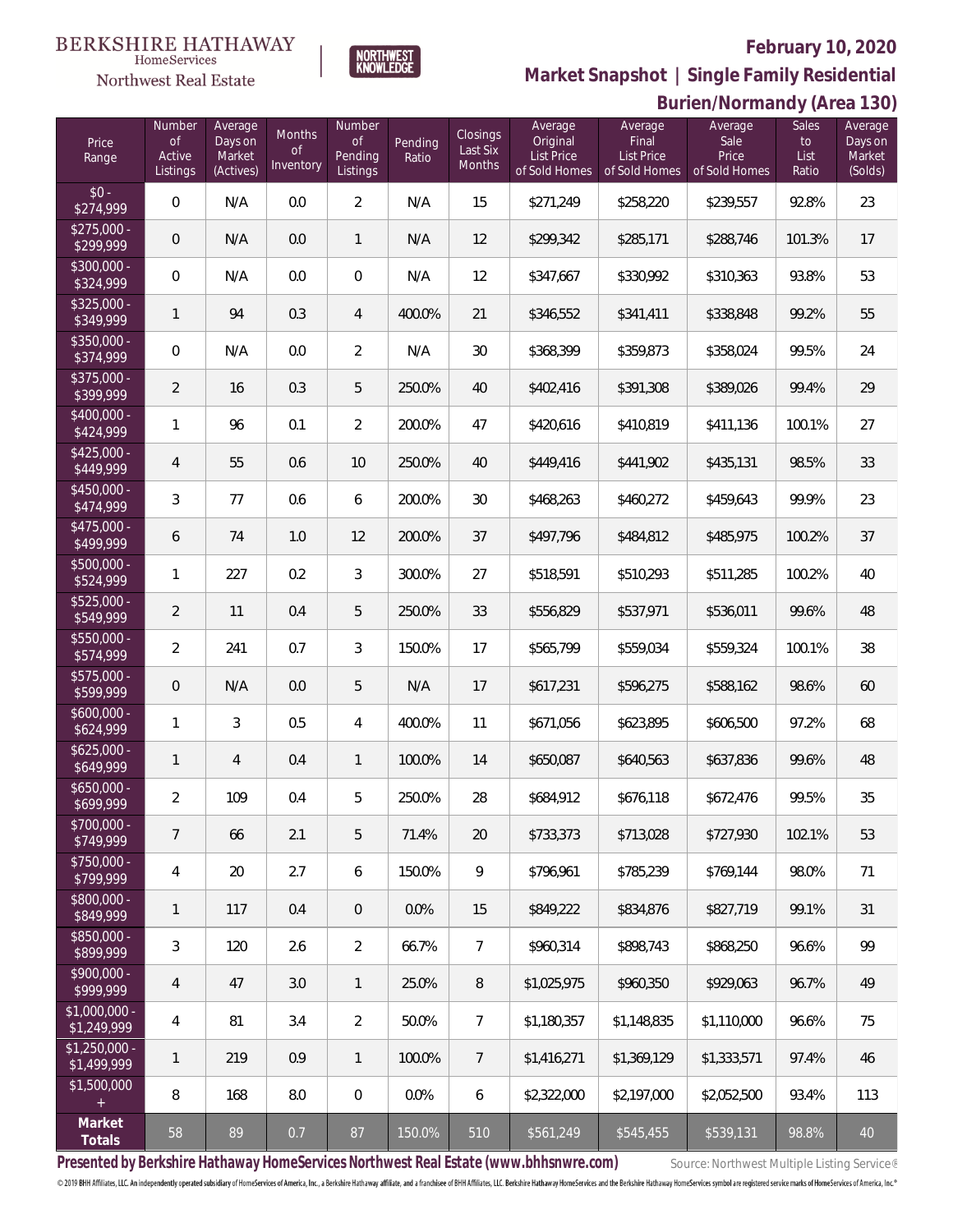BERKSHIRE HATHAWAY HomeServices Northwest Real Estate

NORTHWEST KNOWLEDGE

# February 10, 2020

## Market Snapshot | Single Family Residential

## Burien/Normandy (Area 130)

| Price Range | Number of Active Listings | Average Days on Market (Actives) | Months of Inventory | Number of Pending Listings | Pending Ratio | Closings Last Six Months | Average Original List Price of Sold Homes | Average Final List Price of Sold Homes | Average Sale Price of Sold Homes | Sales to List Ratio | Average Days on Market (Solds) |
|---|---|---|---|---|---|---|---|---|---|---|---|
| $0 - $274,999 | 0 | N/A | 0.0 | 2 | N/A | 15 | $271,249 | $258,220 | $239,557 | 92.8% | 23 |
| $275,000 - $299,999 | 0 | N/A | 0.0 | 1 | N/A | 12 | $299,342 | $285,171 | $288,746 | 101.3% | 17 |
| $300,000 - $324,999 | 0 | N/A | 0.0 | 0 | N/A | 12 | $347,667 | $330,992 | $310,363 | 93.8% | 53 |
| $325,000 - $349,999 | 1 | 94 | 0.3 | 4 | 400.0% | 21 | $346,552 | $341,411 | $338,848 | 99.2% | 55 |
| $350,000 - $374,999 | 0 | N/A | 0.0 | 2 | N/A | 30 | $368,399 | $359,873 | $358,024 | 99.5% | 24 |
| $375,000 - $399,999 | 2 | 16 | 0.3 | 5 | 250.0% | 40 | $402,416 | $391,308 | $389,026 | 99.4% | 29 |
| $400,000 - $424,999 | 1 | 96 | 0.1 | 2 | 200.0% | 47 | $420,616 | $410,819 | $411,136 | 100.1% | 27 |
| $425,000 - $449,999 | 4 | 55 | 0.6 | 10 | 250.0% | 40 | $449,416 | $441,902 | $435,131 | 98.5% | 33 |
| $450,000 - $474,999 | 3 | 77 | 0.6 | 6 | 200.0% | 30 | $468,263 | $460,272 | $459,643 | 99.9% | 23 |
| $475,000 - $499,999 | 6 | 74 | 1.0 | 12 | 200.0% | 37 | $497,796 | $484,812 | $485,975 | 100.2% | 37 |
| $500,000 - $524,999 | 1 | 227 | 0.2 | 3 | 300.0% | 27 | $518,591 | $510,293 | $511,285 | 100.2% | 40 |
| $525,000 - $549,999 | 2 | 11 | 0.4 | 5 | 250.0% | 33 | $556,829 | $537,971 | $536,011 | 99.6% | 48 |
| $550,000 - $574,999 | 2 | 241 | 0.7 | 3 | 150.0% | 17 | $565,799 | $559,034 | $559,324 | 100.1% | 38 |
| $575,000 - $599,999 | 0 | N/A | 0.0 | 5 | N/A | 17 | $617,231 | $596,275 | $588,162 | 98.6% | 60 |
| $600,000 - $624,999 | 1 | 3 | 0.5 | 4 | 400.0% | 11 | $671,056 | $623,895 | $606,500 | 97.2% | 68 |
| $625,000 - $649,999 | 1 | 4 | 0.4 | 1 | 100.0% | 14 | $650,087 | $640,563 | $637,836 | 99.6% | 48 |
| $650,000 - $699,999 | 2 | 109 | 0.4 | 5 | 250.0% | 28 | $684,912 | $676,118 | $672,476 | 99.5% | 35 |
| $700,000 - $749,999 | 7 | 66 | 2.1 | 5 | 71.4% | 20 | $733,373 | $713,028 | $727,930 | 102.1% | 53 |
| $750,000 - $799,999 | 4 | 20 | 2.7 | 6 | 150.0% | 9 | $796,961 | $785,239 | $769,144 | 98.0% | 71 |
| $800,000 - $849,999 | 1 | 117 | 0.4 | 0 | 0.0% | 15 | $849,222 | $834,876 | $827,719 | 99.1% | 31 |
| $850,000 - $899,999 | 3 | 120 | 2.6 | 2 | 66.7% | 7 | $960,314 | $898,743 | $868,250 | 96.6% | 99 |
| $900,000 - $999,999 | 4 | 47 | 3.0 | 1 | 25.0% | 8 | $1,025,975 | $960,350 | $929,063 | 96.7% | 49 |
| $1,000,000 - $1,249,999 | 4 | 81 | 3.4 | 2 | 50.0% | 7 | $1,180,357 | $1,148,835 | $1,110,000 | 96.6% | 75 |
| $1,250,000 - $1,499,999 | 1 | 219 | 0.9 | 1 | 100.0% | 7 | $1,416,271 | $1,369,129 | $1,333,571 | 97.4% | 46 |
| $1,500,000 + | 8 | 168 | 8.0 | 0 | 0.0% | 6 | $2,322,000 | $2,197,000 | $2,052,500 | 93.4% | 113 |
| **Market Totals** | 58 | 89 | 0.7 | 87 | 150.0% | 510 | $561,249 | $545,455 | $539,131 | 98.8% | 40 |

**Presented by Berkshire Hathaway HomeServices Northwest Real Estate (www.bhhsnwre.com)**

Source: Northwest Multiple Listing Service®

© 2019 BHH Affiliates, LLC. An independently operated subsidiary of HomeServices of America, Inc., a Berkshire Hathaway affiliate, and a franchisee of BHH Affiliates, LLC. Berkshire Hathaway HomeServices and the Berkshire Hathaway HomeServices symbol are registered service marks of HomeServices of America, Inc.®